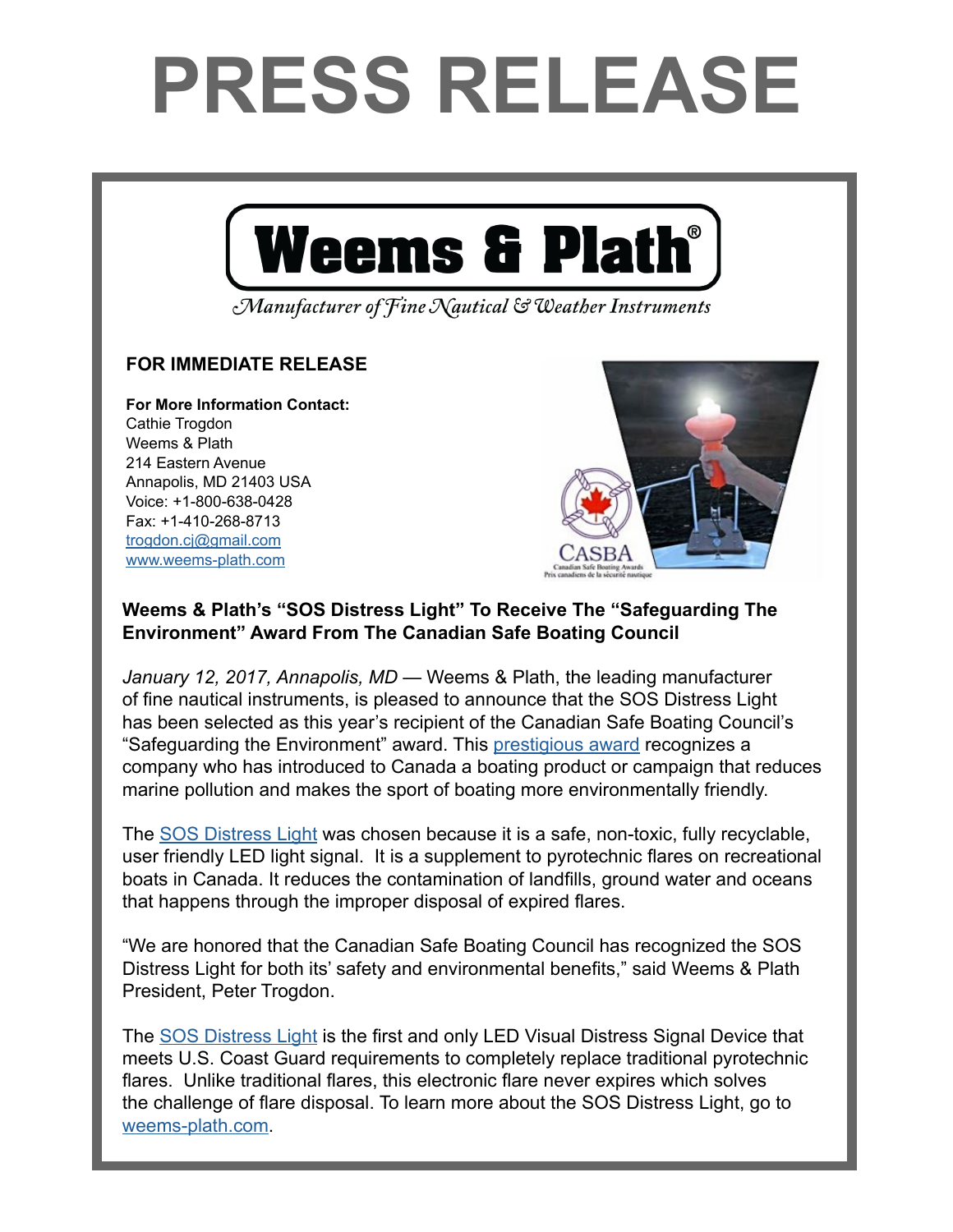# PRESS RELEASE

**Weems & Plath®**

*Manufacturer of Fine Nautical & Weather Instruments*

**FOR IMMEDIATE RELEASE**

**For More Information Contact:**
Cathie Trogdon
Weems & Plath
214 Eastern Avenue
Annapolis, MD 21403 USA
Voice: +1-800-638-0428
Fax: +1-410-268-8713
trogdon.cj@gmail.com
www.weems-plath.com

CASBA
Canadian Safe Boating Awards
Prix canadiens de la sécurité nautique

**Weems & Plath's "SOS Distress Light" To Receive The "Safeguarding The Environment" Award From The Canadian Safe Boating Council**

*January 12, 2017, Annapolis, MD* — Weems & Plath, the leading manufacturer of fine nautical instruments, is pleased to announce that the SOS Distress Light has been selected as this year's recipient of the Canadian Safe Boating Council's "Safeguarding the Environment" award. This prestigious award recognizes a company who has introduced to Canada a boating product or campaign that reduces marine pollution and makes the sport of boating more environmentally friendly.

The SOS Distress Light was chosen because it is a safe, non-toxic, fully recyclable, user friendly LED light signal. It is a supplement to pyrotechnic flares on recreational boats in Canada. It reduces the contamination of landfills, ground water and oceans that happens through the improper disposal of expired flares.

"We are honored that the Canadian Safe Boating Council has recognized the SOS Distress Light for both its' safety and environmental benefits," said Weems & Plath President, Peter Trogdon.

The SOS Distress Light is the first and only LED Visual Distress Signal Device that meets U.S. Coast Guard requirements to completely replace traditional pyrotechnic flares. Unlike traditional flares, this electronic flare never expires which solves the challenge of flare disposal. To learn more about the SOS Distress Light, go to weems-plath.com.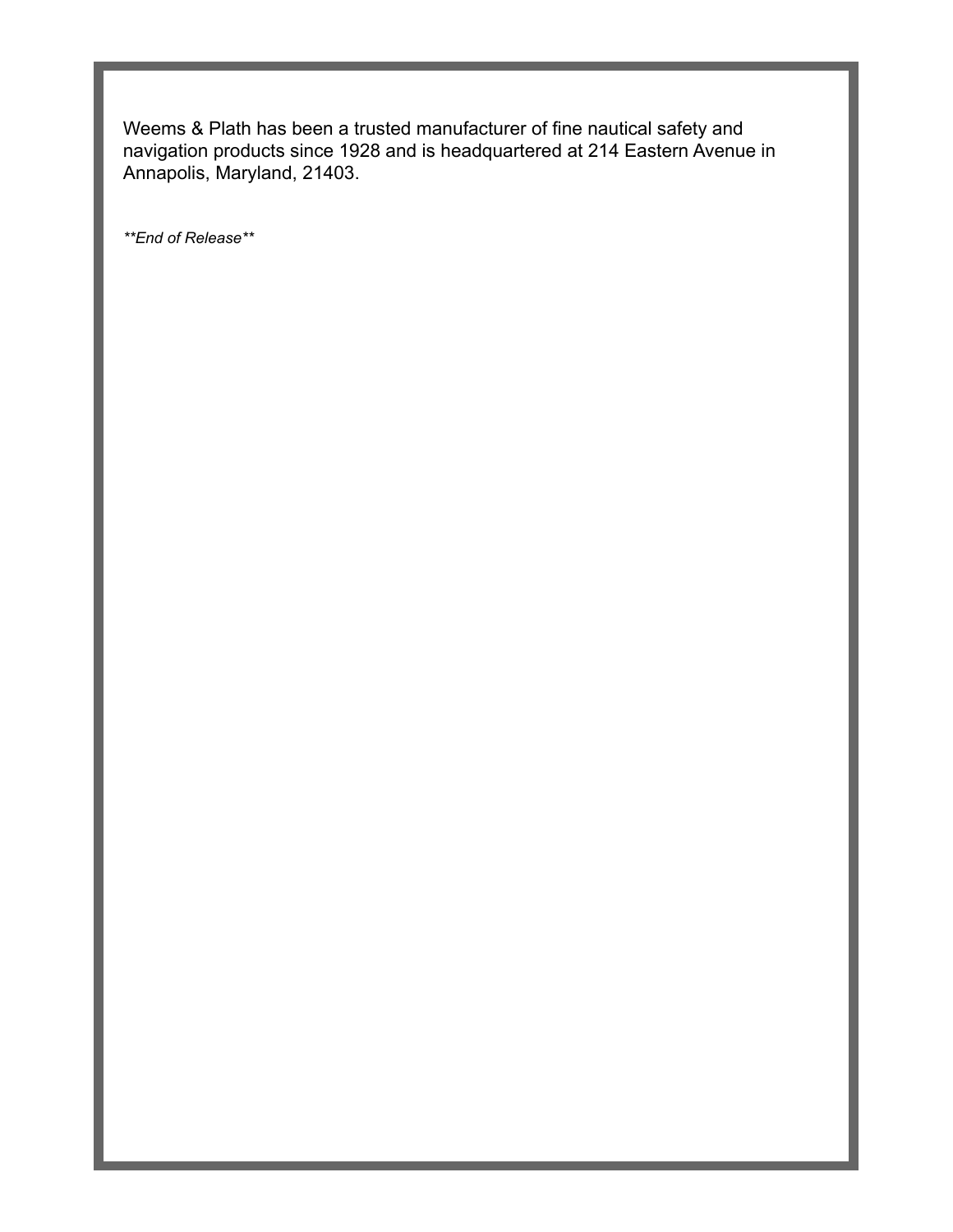Weems & Plath has been a trusted manufacturer of fine nautical safety and navigation products since 1928 and is headquartered at 214 Eastern Avenue in Annapolis, Maryland, 21403.

*\*\*End of Release\*\**